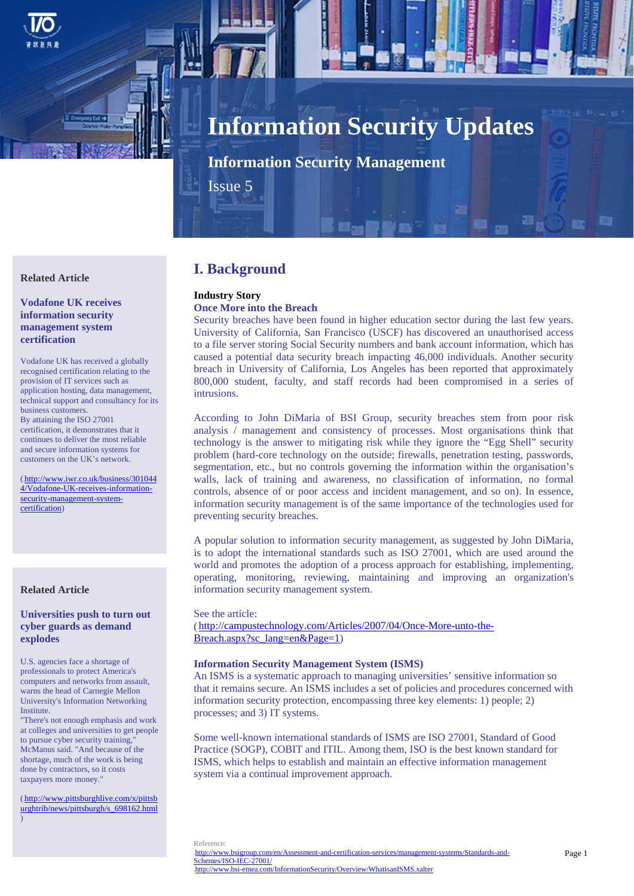# Information Security Updates

## Information Security Management

Issue 5

## I. Background

**Industry Story**

**Once More into the Breach**

Security breaches have been found in higher education sector during the last few years. University of California, San Francisco (USCF) has discovered an unauthorised access to a file server storing Social Security numbers and bank account information, which has caused a potential data security breach impacting 46,000 individuals. Another security breach in University of California, Los Angeles has been reported that approximately 800,000 student, faculty, and staff records had been compromised in a series of intrusions.

According to John DiMaria of BSI Group, security breaches stem from poor risk analysis / management and consistency of processes. Most organisations think that technology is the answer to mitigating risk while they ignore the "Egg Shell" security problem (hard-core technology on the outside; firewalls, penetration testing, passwords, segmentation, etc., but no controls governing the information within the organisation's walls, lack of training and awareness, no classification of information, no formal controls, absence of or poor access and incident management, and so on). In essence, information security management is of the same importance of the technologies used for preventing security breaches.

A popular solution to information security management, as suggested by John DiMaria, is to adopt the international standards such as ISO 27001, which are used around the world and promotes the adoption of a process approach for establishing, implementing, operating, monitoring, reviewing, maintaining and improving an organization's information security management system.

See the article:
(http://campustechnology.com/Articles/2007/04/Once-More-unto-the-Breach.aspx?sc_lang=en&Page=1)

**Information Security Management System (ISMS)**

An ISMS is a systematic approach to managing universities' sensitive information so that it remains secure. An ISMS includes a set of policies and procedures concerned with information security protection, encompassing three key elements: 1) people; 2) processes; and 3) IT systems.

Some well-known international standards of ISMS are ISO 27001, Standard of Good Practice (SOGP), COBIT and ITIL. Among them, ISO is the best known standard for ISMS, which helps to establish and maintain an effective information management system via a continual improvement approach.

Reference:
http://www.bsigroup.com/en/Assessment-and-certification-services/management-systems/Standards-and-Schemes/ISO-IEC-27001/
http://www.bsi-emea.com/InformationSecurity/Overview/WhatisanISMS.xalter

---

**Related Article**

**Vodafone UK receives information security management system certification**

Vodafone UK has received a globally recognised certification relating to the provision of IT services such as application hosting, data management, technical support and consultancy for its business customers.
By attaining the ISO 27001 certification, it demonstrates that it continues to deliver the most reliable and secure information systems for customers on the UK's network.

(http://www.iwr.co.uk/business/3010444/Vodafone-UK-receives-information-security-management-system-certification)

---

**Related Article**

**Universities push to turn out cyber guards as demand explodes**

U.S. agencies face a shortage of professionals to protect America's computers and networks from assault, warns the head of Carnegie Mellon University's Information Networking Institute.
"There's not enough emphasis and work at colleges and universities to get people to pursue cyber security training," McManus said. "And because of the shortage, much of the work is being done by contractors, so it costs taxpayers more money."

(http://www.pittsburghlive.com/x/pittsburghtrib/news/pittsburgh/s_698162.html)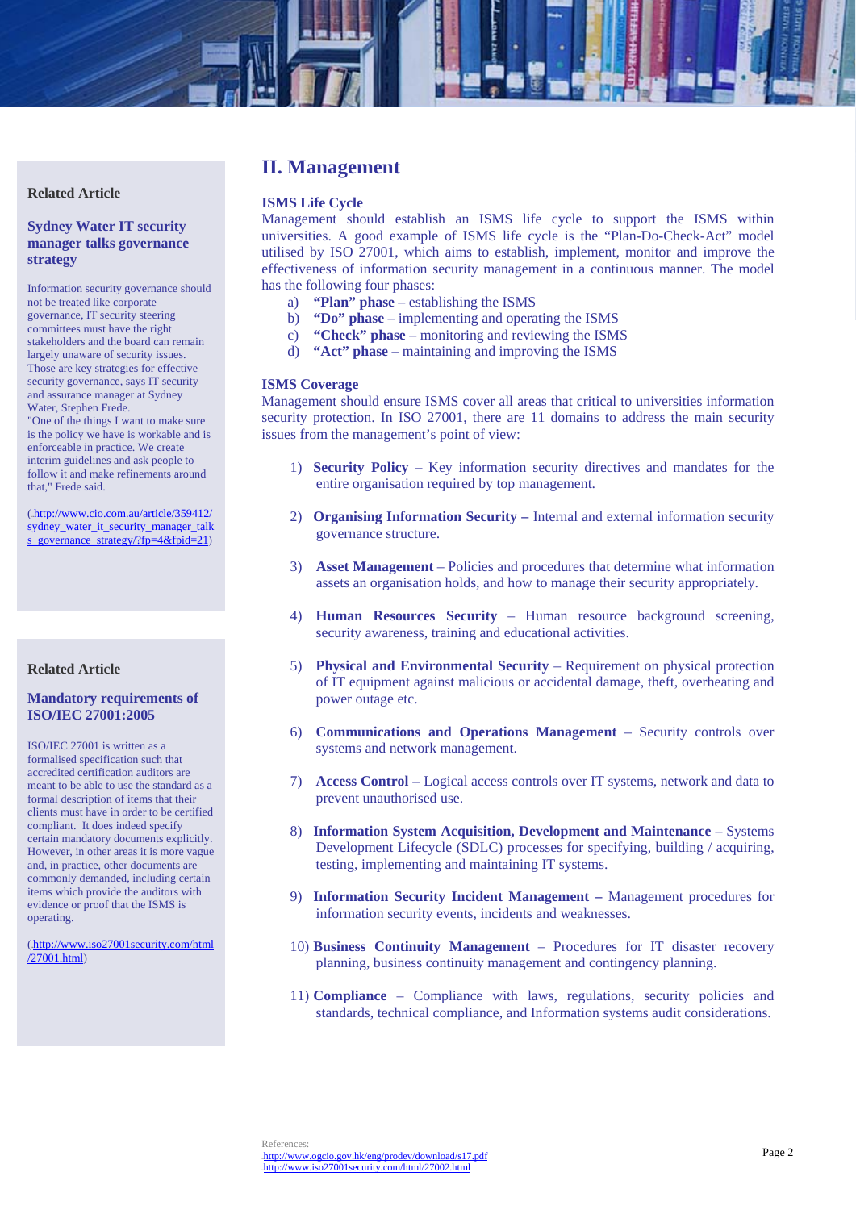## II. Management

### ISMS Life Cycle

Management should establish an ISMS life cycle to support the ISMS within universities. A good example of ISMS life cycle is the "Plan-Do-Check-Act" model utilised by ISO 27001, which aims to establish, implement, monitor and improve the effectiveness of information security management in a continuous manner. The model has the following four phases:

a) **"Plan" phase** – establishing the ISMS
b) **"Do" phase** – implementing and operating the ISMS
c) **"Check" phase** – monitoring and reviewing the ISMS
d) **"Act" phase** – maintaining and improving the ISMS

### ISMS Coverage

Management should ensure ISMS cover all areas that critical to universities information security protection. In ISO 27001, there are 11 domains to address the main security issues from the management's point of view:

1) **Security Policy** – Key information security directives and mandates for the entire organisation required by top management.

2) **Organising Information Security –** Internal and external information security governance structure.

3) **Asset Management** – Policies and procedures that determine what information assets an organisation holds, and how to manage their security appropriately.

4) **Human Resources Security** – Human resource background screening, security awareness, training and educational activities.

5) **Physical and Environmental Security** – Requirement on physical protection of IT equipment against malicious or accidental damage, theft, overheating and power outage etc.

6) **Communications and Operations Management** – Security controls over systems and network management.

7) **Access Control –** Logical access controls over IT systems, network and data to prevent unauthorised use.

8) **Information System Acquisition, Development and Maintenance** – Systems Development Lifecycle (SDLC) processes for specifying, building / acquiring, testing, implementing and maintaining IT systems.

9) **Information Security Incident Management –** Management procedures for information security events, incidents and weaknesses.

10) **Business Continuity Management** – Procedures for IT disaster recovery planning, business continuity management and contingency planning.

11) **Compliance** – Compliance with laws, regulations, security policies and standards, technical compliance, and Information systems audit considerations.

References:
http://www.ogcio.gov.hk/eng/prodev/download/s17.pdf
http://www.iso27001security.com/html/27002.html

---

**Related Article**

### Sydney Water IT security manager talks governance strategy

Information security governance should not be treated like corporate governance, IT security steering committees must have the right stakeholders and the board can remain largely unaware of security issues. Those are key strategies for effective security governance, says IT security and assurance manager at Sydney Water, Stephen Frede.
"One of the things I want to make sure is the policy we have is workable and is enforceable in practice. We create interim guidelines and ask people to follow it and make refinements around that," Frede said.

(http://www.cio.com.au/article/359412/sydney_water_it_security_manager_talks_governance_strategy/?fp=4&fpid=21)

---

**Related Article**

### Mandatory requirements of ISO/IEC 27001:2005

ISO/IEC 27001 is written as a formalised specification such that accredited certification auditors are meant to be able to use the standard as a formal description of items that their clients must have in order to be certified compliant. It does indeed specify certain mandatory documents explicitly. However, in other areas it is more vague and, in practice, other documents are commonly demanded, including certain items which provide the auditors with evidence or proof that the ISMS is operating.

(http://www.iso27001security.com/html/27001.html)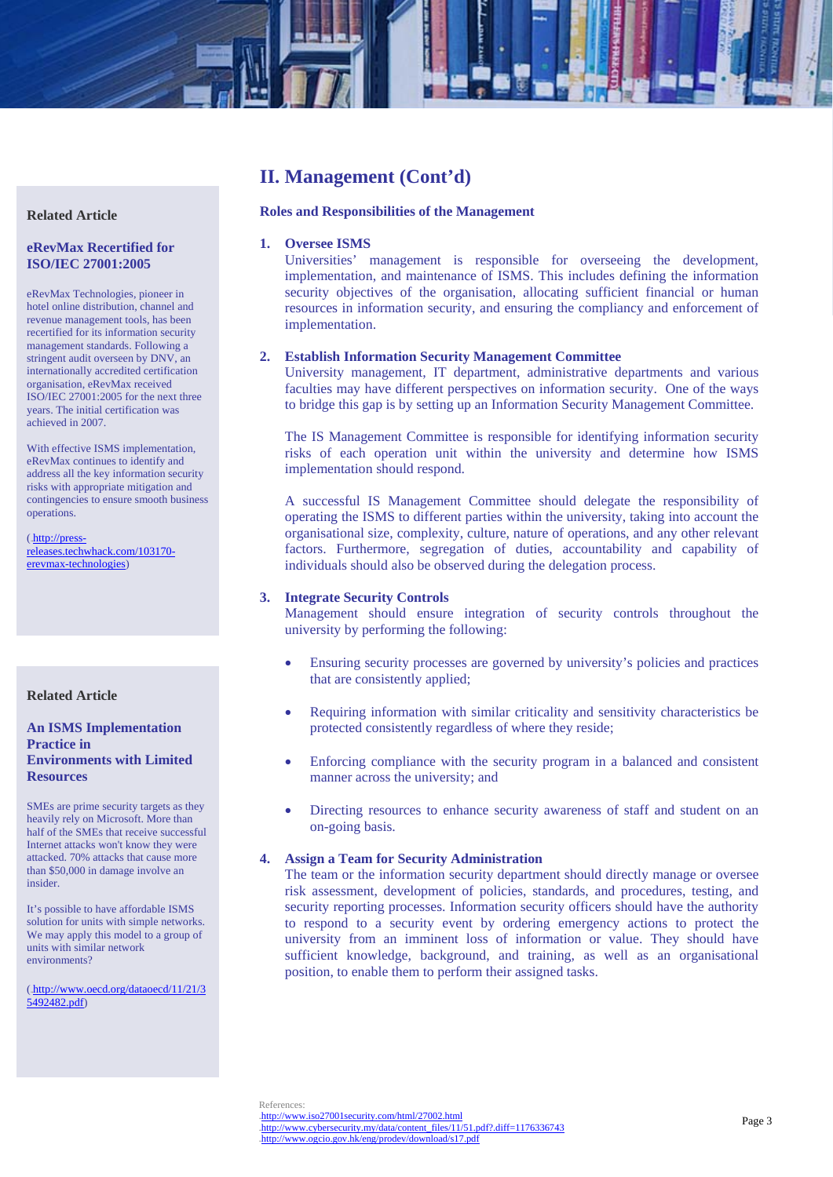## II. Management (Cont'd)

### Roles and Responsibilities of the Management

1. **Oversee ISMS**
   Universities' management is responsible for overseeing the development, implementation, and maintenance of ISMS. This includes defining the information security objectives of the organisation, allocating sufficient financial or human resources in information security, and ensuring the compliancy and enforcement of implementation.

2. **Establish Information Security Management Committee**
   University management, IT department, administrative departments and various faculties may have different perspectives on information security. One of the ways to bridge this gap is by setting up an Information Security Management Committee.

   The IS Management Committee is responsible for identifying information security risks of each operation unit within the university and determine how ISMS implementation should respond.

   A successful IS Management Committee should delegate the responsibility of operating the ISMS to different parties within the university, taking into account the organisational size, complexity, culture, nature of operations, and any other relevant factors. Furthermore, segregation of duties, accountability and capability of individuals should also be observed during the delegation process.

3. **Integrate Security Controls**
   Management should ensure integration of security controls throughout the university by performing the following:

   - Ensuring security processes are governed by university's policies and practices that are consistently applied;
   - Requiring information with similar criticality and sensitivity characteristics be protected consistently regardless of where they reside;
   - Enforcing compliance with the security program in a balanced and consistent manner across the university; and
   - Directing resources to enhance security awareness of staff and student on an on-going basis.

4. **Assign a Team for Security Administration**
   The team or the information security department should directly manage or oversee risk assessment, development of policies, standards, and procedures, testing, and security reporting processes. Information security officers should have the authority to respond to a security event by ordering emergency actions to protect the university from an imminent loss of information or value. They should have sufficient knowledge, background, and training, as well as an organisational position, to enable them to perform their assigned tasks.

---

**Related Article**

**eRevMax Recertified for ISO/IEC 27001:2005**

eRevMax Technologies, pioneer in hotel online distribution, channel and revenue management tools, has been recertified for its information security management standards. Following a stringent audit overseen by DNV, an internationally accredited certification organisation, eRevMax received ISO/IEC 27001:2005 for the next three years. The initial certification was achieved in 2007.

With effective ISMS implementation, eRevMax continues to identify and address all the key information security risks with appropriate mitigation and contingencies to ensure smooth business operations.

(http://press-releases.techwhack.com/103170-erevmax-technologies)

---

**Related Article**

**An ISMS Implementation Practice in Environments with Limited Resources**

SMEs are prime security targets as they heavily rely on Microsoft. More than half of the SMEs that receive successful Internet attacks won't know they were attacked. 70% attacks that cause more than $50,000 in damage involve an insider.

It's possible to have affordable ISMS solution for units with simple networks. We may apply this model to a group of units with similar network environments?

(http://www.oecd.org/dataoecd/11/21/35492482.pdf)

---

References:
http://www.iso27001security.com/html/27002.html
http://www.cybersecurity.my/data/content_files/11/51.pdf?.diff=1176336743
http://www.ogcio.gov.hk/eng/prodev/download/s17.pdf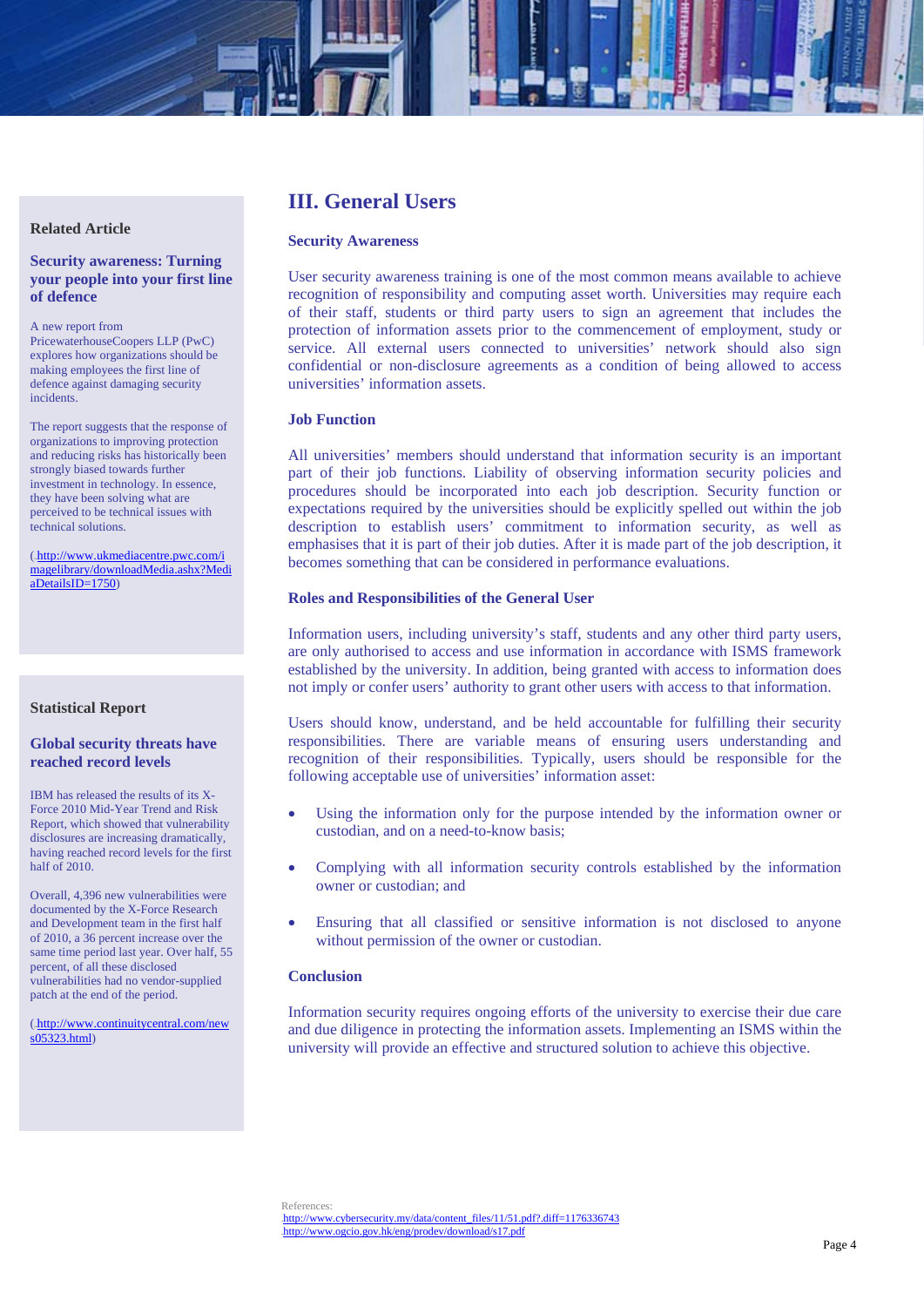## III. General Users

### Security Awareness

User security awareness training is one of the most common means available to achieve recognition of responsibility and computing asset worth. Universities may require each of their staff, students or third party users to sign an agreement that includes the protection of information assets prior to the commencement of employment, study or service. All external users connected to universities' network should also sign confidential or non-disclosure agreements as a condition of being allowed to access universities' information assets.

### Job Function

All universities' members should understand that information security is an important part of their job functions. Liability of observing information security policies and procedures should be incorporated into each job description. Security function or expectations required by the universities should be explicitly spelled out within the job description to establish users' commitment to information security, as well as emphasises that it is part of their job duties. After it is made part of the job description, it becomes something that can be considered in performance evaluations.

### Roles and Responsibilities of the General User

Information users, including university's staff, students and any other third party users, are only authorised to access and use information in accordance with ISMS framework established by the university. In addition, being granted with access to information does not imply or confer users' authority to grant other users with access to that information.

Users should know, understand, and be held accountable for fulfilling their security responsibilities. There are variable means of ensuring users understanding and recognition of their responsibilities. Typically, users should be responsible for the following acceptable use of universities' information asset:

- Using the information only for the purpose intended by the information owner or custodian, and on a need-to-know basis;
- Complying with all information security controls established by the information owner or custodian; and
- Ensuring that all classified or sensitive information is not disclosed to anyone without permission of the owner or custodian.

### Conclusion

Information security requires ongoing efforts of the university to exercise their due care and due diligence in protecting the information assets. Implementing an ISMS within the university will provide an effective and structured solution to achieve this objective.

References:
http://www.cybersecurity.my/data/content_files/11/51.pdf?.diff=1176336743
http://www.ogcio.gov.hk/eng/prodev/download/s17.pdf

---

**Related Article**

**Security awareness: Turning your people into your first line of defence**

A new report from PricewaterhouseCoopers LLP (PwC) explores how organizations should be making employees the first line of defence against damaging security incidents.

The report suggests that the response of organizations to improving protection and reducing risks has historically been strongly biased towards further investment in technology. In essence, they have been solving what are perceived to be technical issues with technical solutions.

(http://www.ukmediacentre.pwc.com/imagelibrary/downloadMedia.ashx?MediaDetailsID=1750)

**Statistical Report**

**Global security threats have reached record levels**

IBM has released the results of its X-Force 2010 Mid-Year Trend and Risk Report, which showed that vulnerability disclosures are increasing dramatically, having reached record levels for the first half of 2010.

Overall, 4,396 new vulnerabilities were documented by the X-Force Research and Development team in the first half of 2010, a 36 percent increase over the same time period last year. Over half, 55 percent, of all these disclosed vulnerabilities had no vendor-supplied patch at the end of the period.

(http://www.continuitycentral.com/news05323.html)